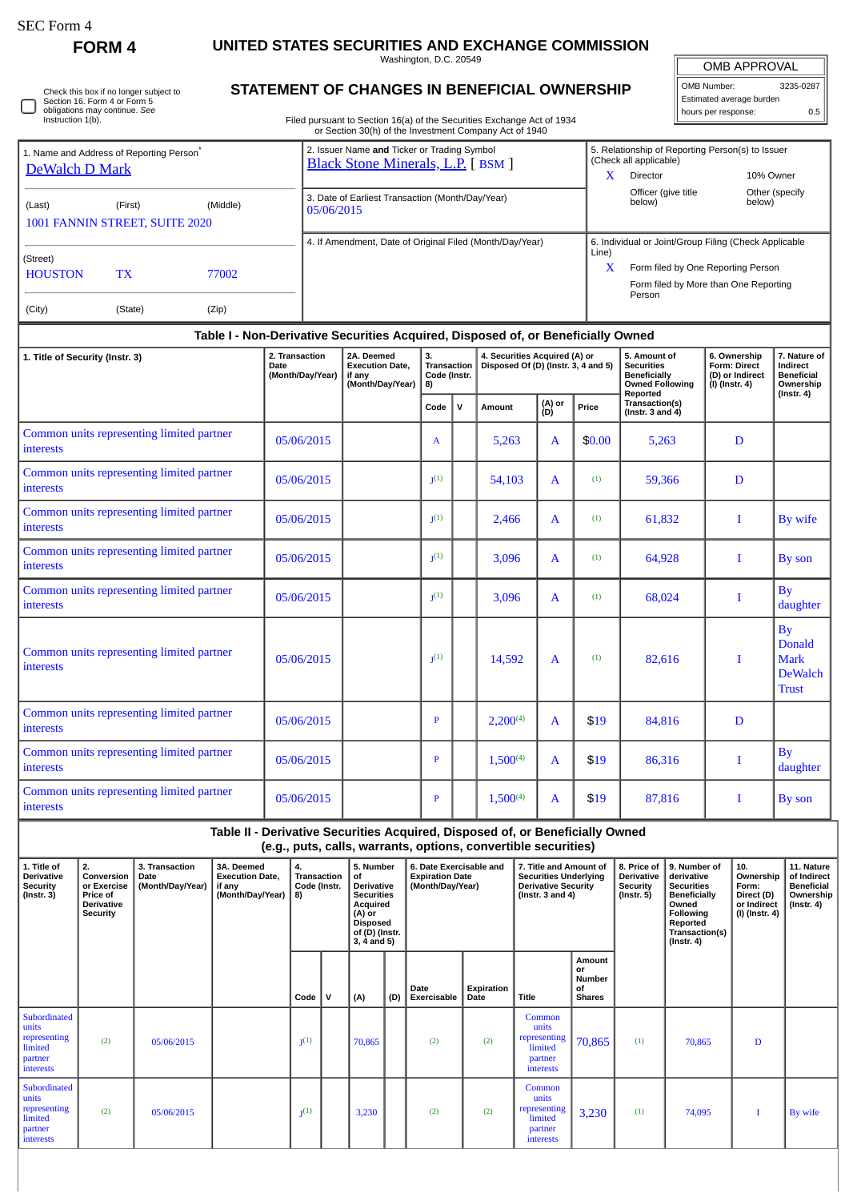SEC Form 4

**FORM 4**

# UNITED STATES SECURITIES AND EXCHANGE COMMISSION

Washington, D.C. 20549

## STATEMENT OF CHANGES IN BENEFICIAL OWNERSHIP

Filed pursuant to Section 16(a) of the Securities Exchange Act of 1934 or Section 30(h) of the Investment Company Act of 1940

| OMB APPROVAL | |
|---|---|
| OMB Number: | 3235-0287 |
| Estimated average burden | |
| hours per response: | 0.5 |

☐ Check this box if no longer subject to Section 16. Form 4 or Form 5 obligations may continue. *See* Instruction 1(b).

1. Name and Address of Reporting Person*
DeWalch D Mark

(Last) (First) (Middle)
1001 FANNIN STREET, SUITE 2020

(Street)
HOUSTON TX 77002

(City) (State) (Zip)

2. Issuer Name **and** Ticker or Trading Symbol
Black Stone Minerals, L.P. [ BSM ]

3. Date of Earliest Transaction (Month/Day/Year)
05/06/2015

4. If Amendment, Date of Original Filed (Month/Day/Year)

5. Relationship of Reporting Person(s) to Issuer (Check all applicable)
X Director
10% Owner
Officer (give title below)
Other (specify below)

6. Individual or Joint/Group Filing (Check Applicable Line)
X Form filed by One Reporting Person
Form filed by More than One Reporting Person

### Table I - Non-Derivative Securities Acquired, Disposed of, or Beneficially Owned

| 1. Title of Security (Instr. 3) | 2. Transaction Date (Month/Day/Year) | 2A. Deemed Execution Date, if any (Month/Day/Year) | 3. Transaction Code (Instr. 8) | | 4. Securities Acquired (A) or Disposed Of (D) (Instr. 3, 4 and 5) | | | 5. Amount of Securities Beneficially Owned Following Reported Transaction(s) (Instr. 3 and 4) | 6. Ownership Form: Direct (D) or Indirect (I) (Instr. 4) | 7. Nature of Indirect Beneficial Ownership (Instr. 4) |
|---|---|---|---|---|---|---|---|---|---|---|
| | | | Code | V | Amount | (A) or (D) | Price | | | |
| Common units representing limited partner interests | 05/06/2015 | | A | | 5,263 | A | $0.00 | 5,263 | D | |
| Common units representing limited partner interests | 05/06/2015 | | J[(1)] | | 54,103 | A | [(1)] | 59,366 | D | |
| Common units representing limited partner interests | 05/06/2015 | | J[(1)] | | 2,466 | A | [(1)] | 61,832 | I | By wife |
| Common units representing limited partner interests | 05/06/2015 | | J[(1)] | | 3,096 | A | [(1)] | 64,928 | I | By son |
| Common units representing limited partner interests | 05/06/2015 | | J[(1)] | | 3,096 | A | [(1)] | 68,024 | I | By daughter |
| Common units representing limited partner interests | 05/06/2015 | | J[(1)] | | 14,592 | A | [(1)] | 82,616 | I | By Donald Mark DeWalch Trust |
| Common units representing limited partner interests | 05/06/2015 | | P | | 2,200[(4)] | A | $19 | 84,816 | D | |
| Common units representing limited partner interests | 05/06/2015 | | P | | 1,500[(4)] | A | $19 | 86,316 | I | By daughter |
| Common units representing limited partner interests | 05/06/2015 | | P | | 1,500[(4)] | A | $19 | 87,816 | I | By son |

### Table II - Derivative Securities Acquired, Disposed of, or Beneficially Owned (e.g., puts, calls, warrants, options, convertible securities)

| 1. Title of Derivative Security (Instr. 3) | 2. Conversion or Exercise Price of Derivative Security | 3. Transaction Date (Month/Day/Year) | 3A. Deemed Execution Date, if any (Month/Day/Year) | 4. Transaction Code (Instr. 8) | | 5. Number of Derivative Securities Acquired (A) or Disposed of (D) (Instr. 3, 4 and 5) | | 6. Date Exercisable and Expiration Date (Month/Day/Year) | | 7. Title and Amount of Securities Underlying Derivative Security (Instr. 3 and 4) | | 8. Price of Derivative Security (Instr. 5) | 9. Number of derivative Securities Beneficially Owned Following Reported Transaction(s) (Instr. 4) | 10. Ownership Form: Direct (D) or Indirect (I) (Instr. 4) | 11. Nature of Indirect Beneficial Ownership (Instr. 4) |
|---|---|---|---|---|---|---|---|---|---|---|---|---|---|---|---|
| | | | | Code | V | (A) | (D) | Date Exercisable | Expiration Date | Title | Amount or Number of Shares | | | | |
| Subordinated units representing limited partner interests | [(2)] | 05/06/2015 | | J[(1)] | | 70,865 | | [(2)] | [(2)] | Common units representing limited partner interests | 70,865 | [(1)] | 70,865 | D | |
| Subordinated units representing limited partner interests | [(2)] | 05/06/2015 | | J[(1)] | | 3,230 | | [(2)] | [(2)] | Common units representing limited partner interests | 3,230 | [(1)] | 74,095 | I | By wife |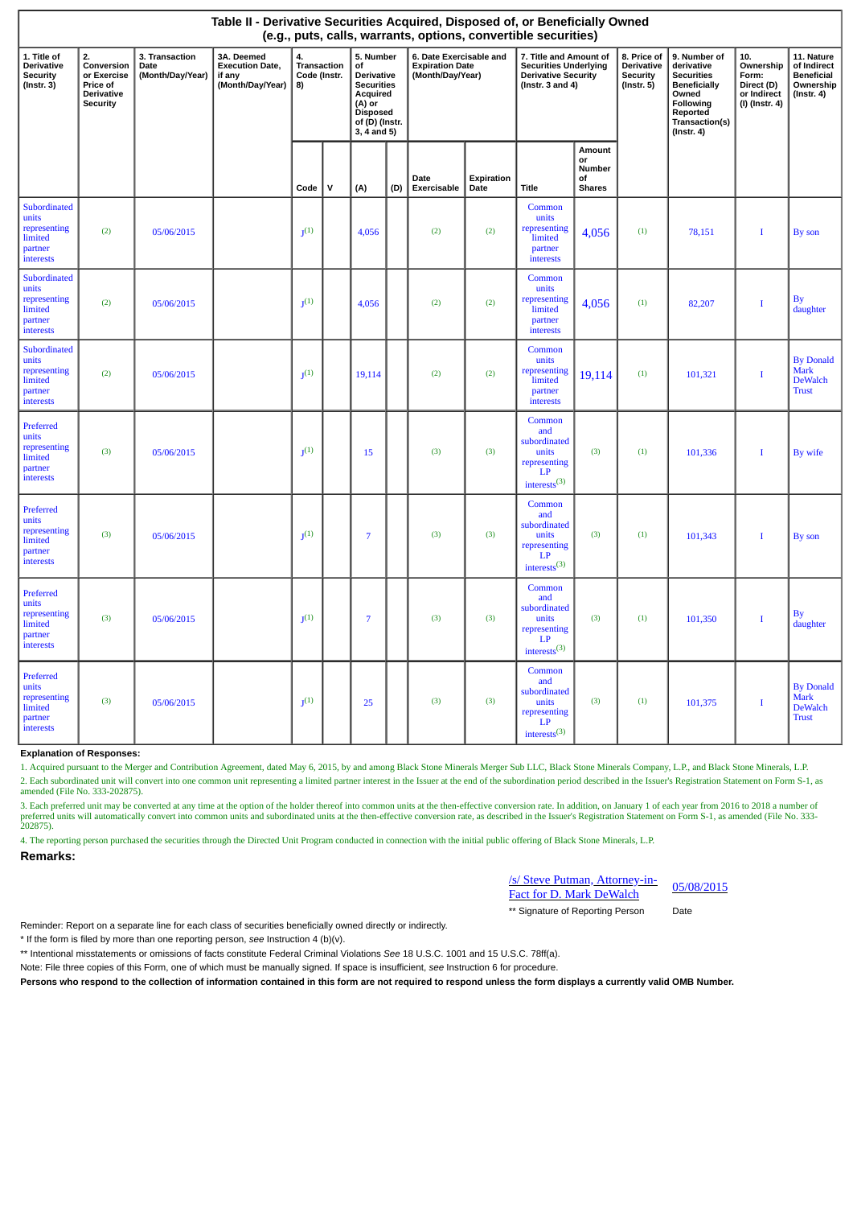## Table II - Derivative Securities Acquired, Disposed of, or Beneficially Owned
## (e.g., puts, calls, warrants, options, convertible securities)

| 1. Title of Derivative Security (Instr. 3) | 2. Conversion or Exercise Price of Derivative Security | 3. Transaction Date (Month/Day/Year) | 3A. Deemed Execution Date, if any (Month/Day/Year) | 4. Transaction Code (Instr. 8) | | 5. Number of Derivative Securities Acquired (A) or Disposed of (D) (Instr. 3, 4 and 5) | | 6. Date Exercisable and Expiration Date (Month/Day/Year) | | 7. Title and Amount of Securities Underlying Derivative Security (Instr. 3 and 4) | | 8. Price of Derivative Security (Instr. 5) | 9. Number of derivative Securities Beneficially Owned Following Reported Transaction(s) (Instr. 4) | 10. Ownership Form: Direct (D) or Indirect (I) (Instr. 4) | 11. Nature of Indirect Beneficial Ownership (Instr. 4) |
|---|---|---|---|---|---|---|---|---|---|---|---|---|---|---|---|
| | | | | Code | V | (A) | (D) | Date Exercisable | Expiration Date | Title | Amount or Number of Shares | | | | |
| Subordinated units representing limited partner interests | (2) | 05/06/2015 | | J(1) | | 4,056 | | (2) | (2) | Common units representing limited partner interests | 4,056 | (1) | 78,151 | I | By son |
| Subordinated units representing limited partner interests | (2) | 05/06/2015 | | J(1) | | 4,056 | | (2) | (2) | Common units representing limited partner interests | 4,056 | (1) | 82,207 | I | By daughter |
| Subordinated units representing limited partner interests | (2) | 05/06/2015 | | J(1) | | 19,114 | | (2) | (2) | Common units representing limited partner interests | 19,114 | (1) | 101,321 | I | By Donald Mark DeWalch Trust |
| Preferred units representing limited partner interests | (3) | 05/06/2015 | | J(1) | | 15 | | (3) | (3) | Common and subordinated units representing LP interests(3) | (3) | (1) | 101,336 | I | By wife |
| Preferred units representing limited partner interests | (3) | 05/06/2015 | | J(1) | | 7 | | (3) | (3) | Common and subordinated units representing LP interests(3) | (3) | (1) | 101,343 | I | By son |
| Preferred units representing limited partner interests | (3) | 05/06/2015 | | J(1) | | 7 | | (3) | (3) | Common and subordinated units representing LP interests(3) | (3) | (1) | 101,350 | I | By daughter |
| Preferred units representing limited partner interests | (3) | 05/06/2015 | | J(1) | | 25 | | (3) | (3) | Common and subordinated units representing LP interests(3) | (3) | (1) | 101,375 | I | By Donald Mark DeWalch Trust |

**Explanation of Responses:**

1. Acquired pursuant to the Merger and Contribution Agreement, dated May 6, 2015, by and among Black Stone Minerals Merger Sub LLC, Black Stone Minerals Company, L.P., and Black Stone Minerals, L.P.

2. Each subordinated unit will convert into one common unit representing a limited partner interest in the Issuer at the end of the subordination period described in the Issuer's Registration Statement on Form S-1, as amended (File No. 333-202875).

3. Each preferred unit may be converted at any time at the option of the holder thereof into common units at the then-effective conversion rate. In addition, on January 1 of each year from 2016 to 2018 a number of preferred units will automatically convert into common units and subordinated units at the then-effective conversion rate, as described in the Issuer's Registration Statement on Form S-1, as amended (File No. 333-202875).

4. The reporting person purchased the securities through the Directed Unit Program conducted in connection with the initial public offering of Black Stone Minerals, L.P.

**Remarks:**

/s/ Steve Putman, Attorney-in-Fact for D. Mark DeWalch — 05/08/2015

** Signature of Reporting Person — Date

Reminder: Report on a separate line for each class of securities beneficially owned directly or indirectly.

* If the form is filed by more than one reporting person, *see* Instruction 4 (b)(v).

** Intentional misstatements or omissions of facts constitute Federal Criminal Violations *See* 18 U.S.C. 1001 and 15 U.S.C. 78ff(a).

Note: File three copies of this Form, one of which must be manually signed. If space is insufficient, *see* Instruction 6 for procedure.

**Persons who respond to the collection of information contained in this form are not required to respond unless the form displays a currently valid OMB Number.**